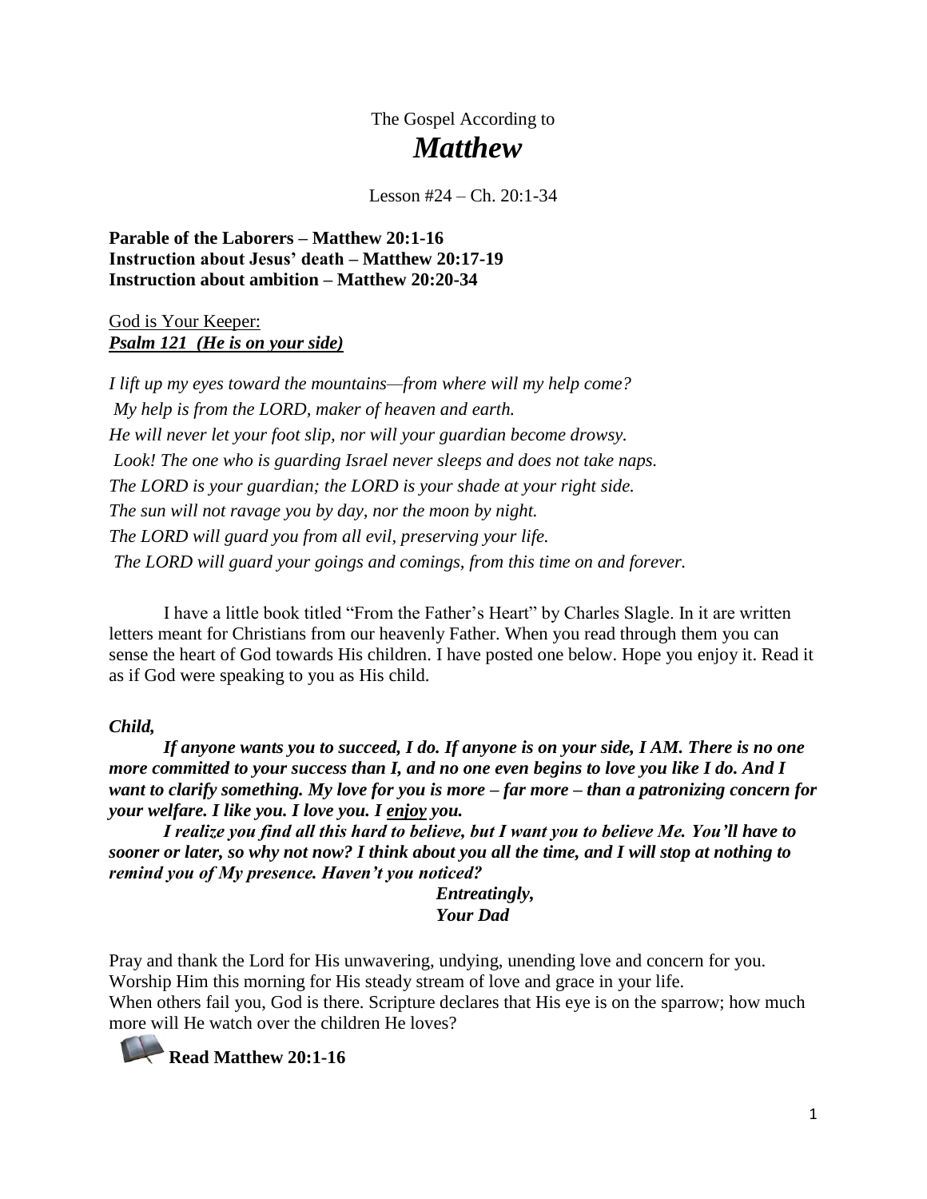The Gospel According to

# *Matthew*

Lesson #24 – Ch. 20:1-34

**Parable of the Laborers – Matthew 20:1-16**
**Instruction about Jesus' death – Matthew 20:17-19**
**Instruction about ambition – Matthew 20:20-34**

God is Your Keeper:
***Psalm 121 (He is on your side)***

*I lift up my eyes toward the mountains—from where will my help come?*
*My help is from the LORD, maker of heaven and earth.*
*He will never let your foot slip, nor will your guardian become drowsy.*
*Look! The one who is guarding Israel never sleeps and does not take naps.*
*The LORD is your guardian; the LORD is your shade at your right side.*
*The sun will not ravage you by day, nor the moon by night.*
*The LORD will guard you from all evil, preserving your life.*
*The LORD will guard your goings and comings, from this time on and forever.*

I have a little book titled "From the Father's Heart" by Charles Slagle. In it are written letters meant for Christians from our heavenly Father. When you read through them you can sense the heart of God towards His children. I have posted one below. Hope you enjoy it. Read it as if God were speaking to you as His child.

***Child,***

***If anyone wants you to succeed, I do. If anyone is on your side, I AM. There is no one more committed to your success than I, and no one even begins to love you like I do. And I want to clarify something. My love for you is more – far more – than a patronizing concern for your welfare. I like you. I love you. I enjoy you.***

***I realize you find all this hard to believe, but I want you to believe Me. You'll have to sooner or later, so why not now? I think about you all the time, and I will stop at nothing to remind you of My presence. Haven't you noticed?***

***Entreatingly,***
***Your Dad***

Pray and thank the Lord for His unwavering, undying, unending love and concern for you. Worship Him this morning for His steady stream of love and grace in your life.
When others fail you, God is there. Scripture declares that His eye is on the sparrow; how much more will He watch over the children He loves?

**Read Matthew 20:1-16**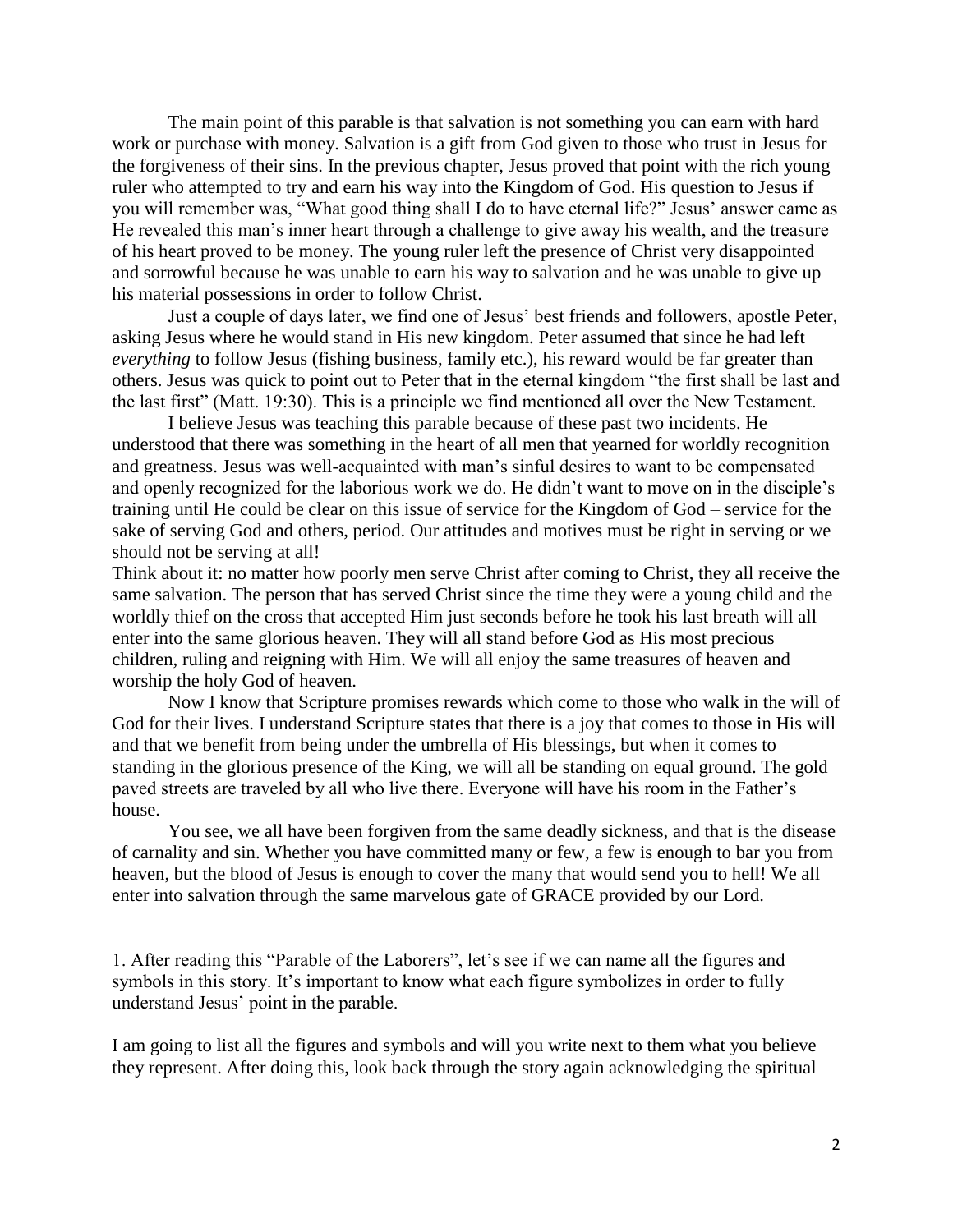The main point of this parable is that salvation is not something you can earn with hard work or purchase with money. Salvation is a gift from God given to those who trust in Jesus for the forgiveness of their sins. In the previous chapter, Jesus proved that point with the rich young ruler who attempted to try and earn his way into the Kingdom of God. His question to Jesus if you will remember was, "What good thing shall I do to have eternal life?" Jesus' answer came as He revealed this man's inner heart through a challenge to give away his wealth, and the treasure of his heart proved to be money. The young ruler left the presence of Christ very disappointed and sorrowful because he was unable to earn his way to salvation and he was unable to give up his material possessions in order to follow Christ.

Just a couple of days later, we find one of Jesus' best friends and followers, apostle Peter, asking Jesus where he would stand in His new kingdom. Peter assumed that since he had left *everything* to follow Jesus (fishing business, family etc.), his reward would be far greater than others. Jesus was quick to point out to Peter that in the eternal kingdom "the first shall be last and the last first" (Matt. 19:30). This is a principle we find mentioned all over the New Testament.

I believe Jesus was teaching this parable because of these past two incidents. He understood that there was something in the heart of all men that yearned for worldly recognition and greatness. Jesus was well-acquainted with man's sinful desires to want to be compensated and openly recognized for the laborious work we do. He didn't want to move on in the disciple's training until He could be clear on this issue of service for the Kingdom of God – service for the sake of serving God and others, period. Our attitudes and motives must be right in serving or we should not be serving at all!

Think about it: no matter how poorly men serve Christ after coming to Christ, they all receive the same salvation. The person that has served Christ since the time they were a young child and the worldly thief on the cross that accepted Him just seconds before he took his last breath will all enter into the same glorious heaven. They will all stand before God as His most precious children, ruling and reigning with Him. We will all enjoy the same treasures of heaven and worship the holy God of heaven.

Now I know that Scripture promises rewards which come to those who walk in the will of God for their lives. I understand Scripture states that there is a joy that comes to those in His will and that we benefit from being under the umbrella of His blessings, but when it comes to standing in the glorious presence of the King, we will all be standing on equal ground. The gold paved streets are traveled by all who live there. Everyone will have his room in the Father's house.

You see, we all have been forgiven from the same deadly sickness, and that is the disease of carnality and sin. Whether you have committed many or few, a few is enough to bar you from heaven, but the blood of Jesus is enough to cover the many that would send you to hell! We all enter into salvation through the same marvelous gate of GRACE provided by our Lord.

1. After reading this "Parable of the Laborers", let's see if we can name all the figures and symbols in this story. It's important to know what each figure symbolizes in order to fully understand Jesus' point in the parable.

I am going to list all the figures and symbols and will you write next to them what you believe they represent. After doing this, look back through the story again acknowledging the spiritual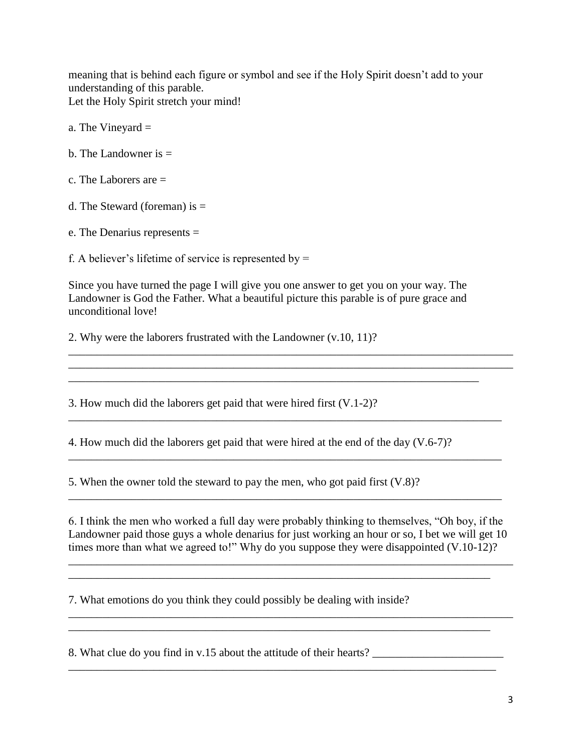meaning that is behind each figure or symbol and see if the Holy Spirit doesn't add to your understanding of this parable.
Let the Holy Spirit stretch your mind!

a. The Vineyard =

b. The Landowner is =

c. The Laborers are =

d. The Steward (foreman) is =

e. The Denarius represents =

f. A believer's lifetime of service is represented by =

Since you have turned the page I will give you one answer to get you on your way. The Landowner is God the Father. What a beautiful picture this parable is of pure grace and unconditional love!

2. Why were the laborers frustrated with the Landowner (v.10, 11)?

______________________________________________________________________________
______________________________________________________________________________
_________________________________________________________________________

3. How much did the laborers get paid that were hired first (V.1-2)?

_____________________________________________________________________________

4. How much did the laborers get paid that were hired at the end of the day (V.6-7)?

_____________________________________________________________________________

5. When the owner told the steward to pay the men, who got paid first (V.8)?

_____________________________________________________________________________

6. I think the men who worked a full day were probably thinking to themselves, "Oh boy, if the Landowner paid those guys a whole denarius for just working an hour or so, I bet we will get 10 times more than what we agreed to!" Why do you suppose they were disappointed (V.10-12)?

______________________________________________________________________________
___________________________________________________________________________

7. What emotions do you think they could possibly be dealing with inside?

______________________________________________________________________________
___________________________________________________________________________

8. What clue do you find in v.15 about the attitude of their hearts? _______________________

____________________________________________________________________________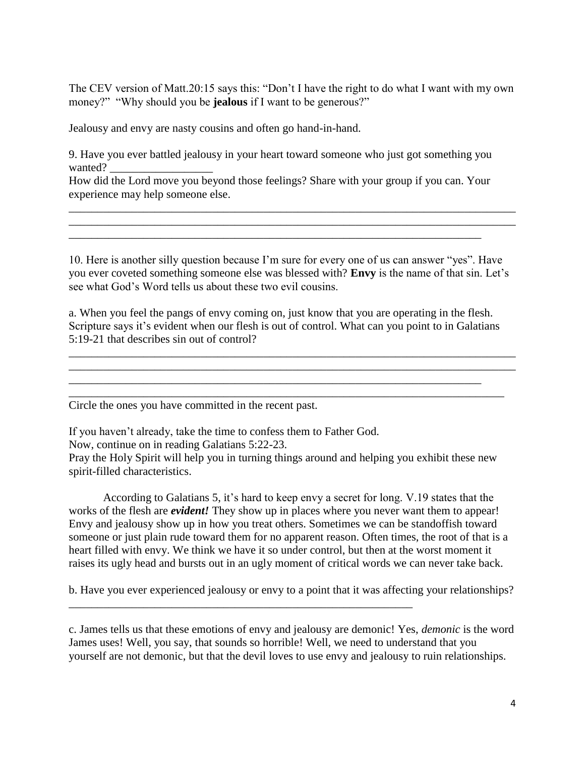The CEV version of Matt.20:15 says this: "Don't I have the right to do what I want with my own money?" "Why should you be **jealous** if I want to be generous?"

Jealousy and envy are nasty cousins and often go hand-in-hand.

9. Have you ever battled jealousy in your heart toward someone who just got something you wanted? __________________

How did the Lord move you beyond those feelings? Share with your group if you can. Your experience may help someone else.

_______________________________________________________________________________
_______________________________________________________________________________
__________________________________________________________________________

10. Here is another silly question because I'm sure for every one of us can answer "yes". Have you ever coveted something someone else was blessed with? **Envy** is the name of that sin. Let's see what God's Word tells us about these two evil cousins.

a. When you feel the pangs of envy coming on, just know that you are operating in the flesh. Scripture says it's evident when our flesh is out of control. What can you point to in Galatians 5:19-21 that describes sin out of control?

_______________________________________________________________________________
_______________________________________________________________________________
__________________________________________________________________________
______________________________________________________________________________

Circle the ones you have committed in the recent past.

If you haven't already, take the time to confess them to Father God.
Now, continue on in reading Galatians 5:22-23.
Pray the Holy Spirit will help you in turning things around and helping you exhibit these new spirit-filled characteristics.

According to Galatians 5, it's hard to keep envy a secret for long. V.19 states that the works of the flesh are ***evident!*** They show up in places where you never want them to appear! Envy and jealousy show up in how you treat others. Sometimes we can be standoffish toward someone or just plain rude toward them for no apparent reason. Often times, the root of that is a heart filled with envy. We think we have it so under control, but then at the worst moment it raises its ugly head and bursts out in an ugly moment of critical words we can never take back.

b. Have you ever experienced jealousy or envy to a point that it was affecting your relationships?

______________________________________________________________

c. James tells us that these emotions of envy and jealousy are demonic! Yes, *demonic* is the word James uses! Well, you say, that sounds so horrible! Well, we need to understand that you yourself are not demonic, but that the devil loves to use envy and jealousy to ruin relationships.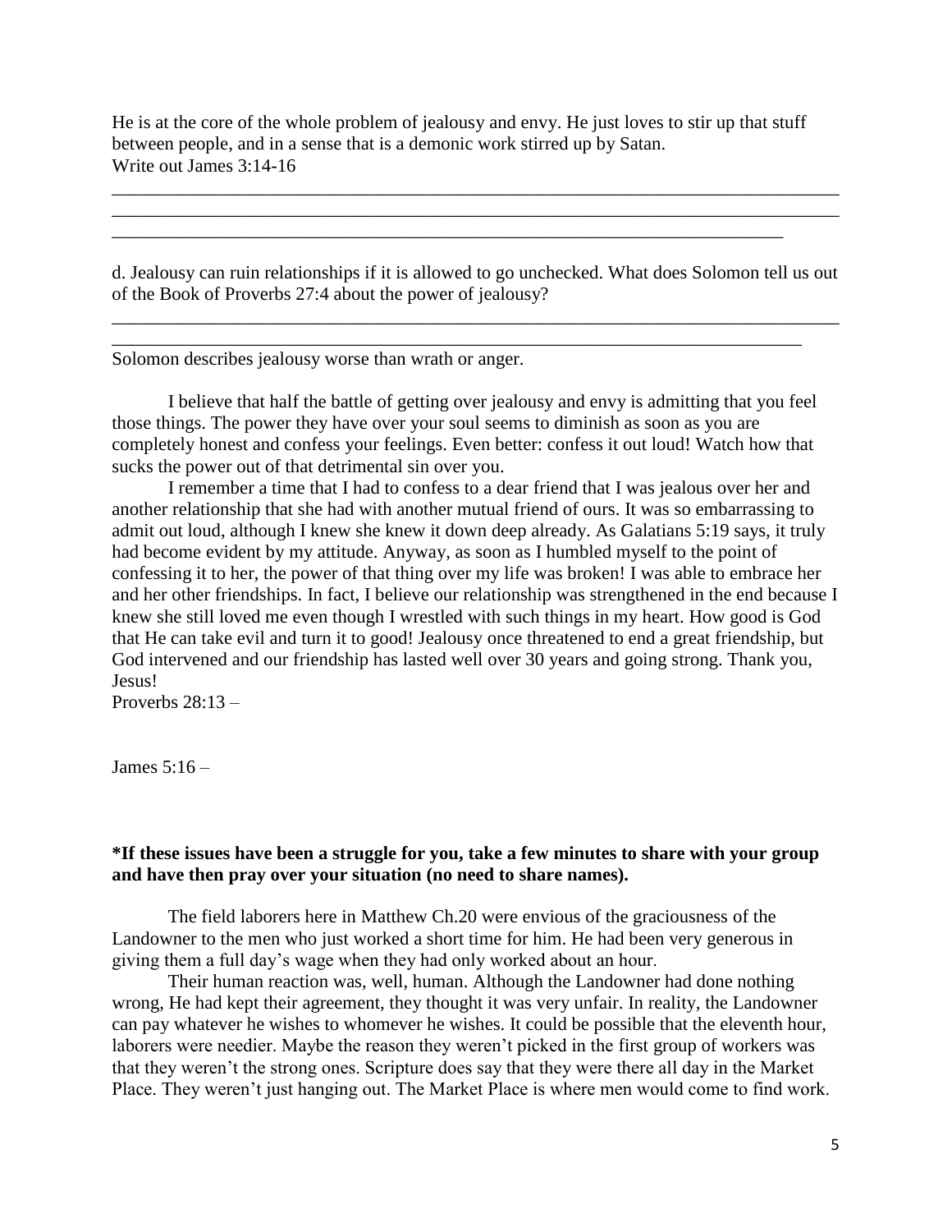He is at the core of the whole problem of jealousy and envy. He just loves to stir up that stuff between people, and in a sense that is a demonic work stirred up by Satan.
Write out James 3:14-16

_______________________________________________________________________________
_______________________________________________________________________________
_________________________________________________________________________

d. Jealousy can ruin relationships if it is allowed to go unchecked. What does Solomon tell us out of the Book of Proverbs 27:4 about the power of jealousy?

_______________________________________________________________________________
_____________________________________________________________________________

Solomon describes jealousy worse than wrath or anger.

I believe that half the battle of getting over jealousy and envy is admitting that you feel those things. The power they have over your soul seems to diminish as soon as you are completely honest and confess your feelings. Even better: confess it out loud! Watch how that sucks the power out of that detrimental sin over you.

I remember a time that I had to confess to a dear friend that I was jealous over her and another relationship that she had with another mutual friend of ours. It was so embarrassing to admit out loud, although I knew she knew it down deep already. As Galatians 5:19 says, it truly had become evident by my attitude. Anyway, as soon as I humbled myself to the point of confessing it to her, the power of that thing over my life was broken! I was able to embrace her and her other friendships. In fact, I believe our relationship was strengthened in the end because I knew she still loved me even though I wrestled with such things in my heart. How good is God that He can take evil and turn it to good! Jealousy once threatened to end a great friendship, but God intervened and our friendship has lasted well over 30 years and going strong. Thank you, Jesus!

Proverbs 28:13 –

James 5:16 –

**\*If these issues have been a struggle for you, take a few minutes to share with your group and have then pray over your situation (no need to share names).**

The field laborers here in Matthew Ch.20 were envious of the graciousness of the Landowner to the men who just worked a short time for him. He had been very generous in giving them a full day's wage when they had only worked about an hour.

Their human reaction was, well, human. Although the Landowner had done nothing wrong, He had kept their agreement, they thought it was very unfair. In reality, the Landowner can pay whatever he wishes to whomever he wishes. It could be possible that the eleventh hour, laborers were needier. Maybe the reason they weren't picked in the first group of workers was that they weren't the strong ones. Scripture does say that they were there all day in the Market Place. They weren't just hanging out. The Market Place is where men would come to find work.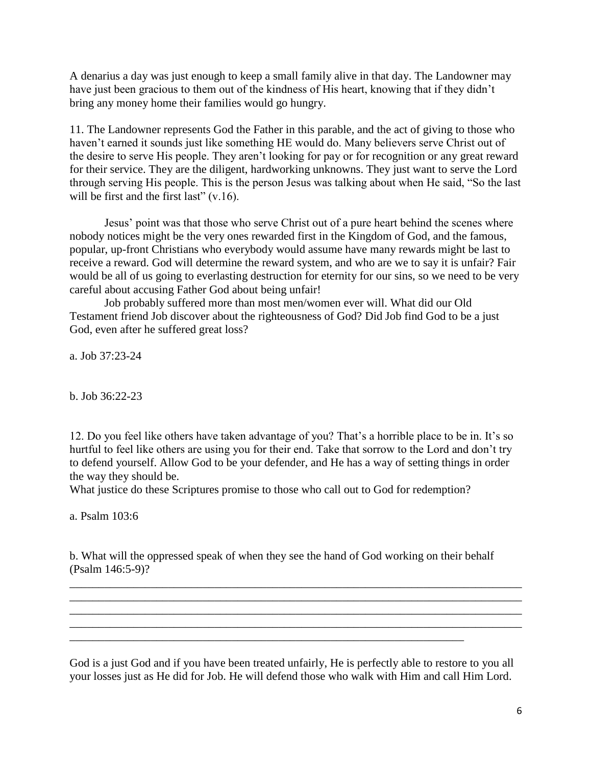A denarius a day was just enough to keep a small family alive in that day. The Landowner may have just been gracious to them out of the kindness of His heart, knowing that if they didn't bring any money home their families would go hungry.

11. The Landowner represents God the Father in this parable, and the act of giving to those who haven't earned it sounds just like something HE would do. Many believers serve Christ out of the desire to serve His people. They aren't looking for pay or for recognition or any great reward for their service. They are the diligent, hardworking unknowns. They just want to serve the Lord through serving His people. This is the person Jesus was talking about when He said, "So the last will be first and the first last" (v.16).

Jesus' point was that those who serve Christ out of a pure heart behind the scenes where nobody notices might be the very ones rewarded first in the Kingdom of God, and the famous, popular, up-front Christians who everybody would assume have many rewards might be last to receive a reward. God will determine the reward system, and who are we to say it is unfair? Fair would be all of us going to everlasting destruction for eternity for our sins, so we need to be very careful about accusing Father God about being unfair!

Job probably suffered more than most men/women ever will. What did our Old Testament friend Job discover about the righteousness of God? Did Job find God to be a just God, even after he suffered great loss?

a. Job 37:23-24

b. Job 36:22-23

12. Do you feel like others have taken advantage of you? That's a horrible place to be in. It's so hurtful to feel like others are using you for their end. Take that sorrow to the Lord and don't try to defend yourself. Allow God to be your defender, and He has a way of setting things in order the way they should be.

What justice do these Scriptures promise to those who call out to God for redemption?

a. Psalm 103:6

b. What will the oppressed speak of when they see the hand of God working on their behalf (Psalm 146:5-9)?

\_\_\_\_\_\_\_\_\_\_\_\_\_\_\_\_\_\_\_\_\_\_\_\_\_\_\_\_\_\_\_\_\_\_\_\_\_\_\_\_\_\_\_\_\_\_\_\_\_\_\_\_\_\_\_\_\_\_\_\_\_\_\_\_\_\_\_\_\_\_\_\_\_\_\_\_
\_\_\_\_\_\_\_\_\_\_\_\_\_\_\_\_\_\_\_\_\_\_\_\_\_\_\_\_\_\_\_\_\_\_\_\_\_\_\_\_\_\_\_\_\_\_\_\_\_\_\_\_\_\_\_\_\_\_\_\_\_\_\_\_\_\_\_\_\_\_\_\_\_\_\_\_
\_\_\_\_\_\_\_\_\_\_\_\_\_\_\_\_\_\_\_\_\_\_\_\_\_\_\_\_\_\_\_\_\_\_\_\_\_\_\_\_\_\_\_\_\_\_\_\_\_\_\_\_\_\_\_\_\_\_\_\_\_\_\_\_\_\_\_\_\_\_\_\_\_\_\_\_
\_\_\_\_\_\_\_\_\_\_\_\_\_\_\_\_\_\_\_\_\_\_\_\_\_\_\_\_\_\_\_\_\_\_\_\_\_\_\_\_\_\_\_\_\_\_\_\_\_\_\_\_\_\_\_\_\_\_\_\_\_\_\_\_\_\_\_\_\_\_\_\_\_\_\_\_
\_\_\_\_\_\_\_\_\_\_\_\_\_\_\_\_\_\_\_\_\_\_\_\_\_\_\_\_\_\_\_\_\_\_\_\_\_\_\_\_\_\_\_\_\_\_\_\_\_\_\_\_\_\_\_\_\_\_\_\_\_\_\_\_\_\_

God is a just God and if you have been treated unfairly, He is perfectly able to restore to you all your losses just as He did for Job. He will defend those who walk with Him and call Him Lord.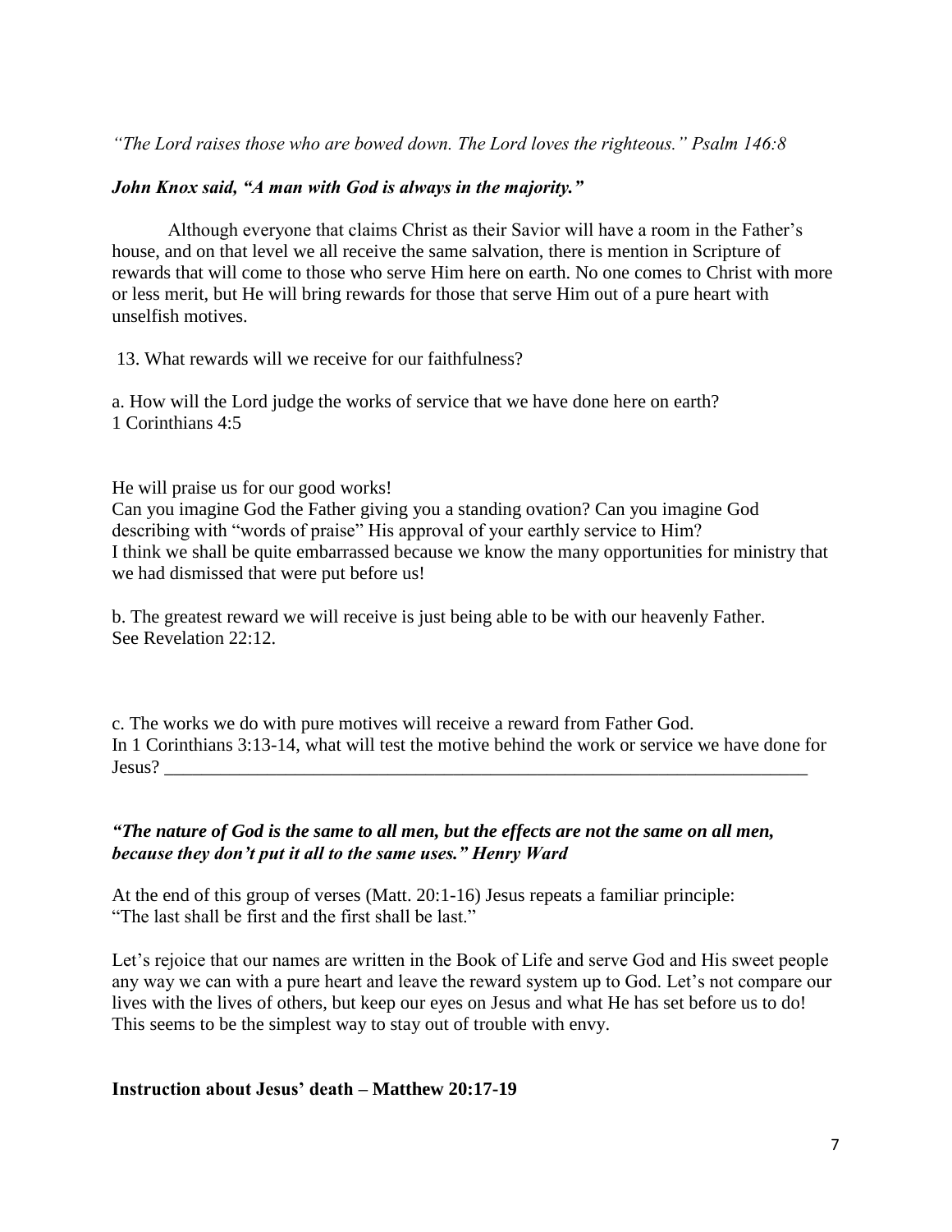*“The Lord raises those who are bowed down. The Lord loves the righteous.” Psalm 146:8*

***John Knox said, “A man with God is always in the majority.”***

Although everyone that claims Christ as their Savior will have a room in the Father’s house, and on that level we all receive the same salvation, there is mention in Scripture of rewards that will come to those who serve Him here on earth. No one comes to Christ with more or less merit, but He will bring rewards for those that serve Him out of a pure heart with unselfish motives.

13. What rewards will we receive for our faithfulness?

a. How will the Lord judge the works of service that we have done here on earth?
1 Corinthians 4:5

He will praise us for our good works!
Can you imagine God the Father giving you a standing ovation? Can you imagine God describing with “words of praise” His approval of your earthly service to Him?
I think we shall be quite embarrassed because we know the many opportunities for ministry that we had dismissed that were put before us!

b. The greatest reward we will receive is just being able to be with our heavenly Father.
See Revelation 22:12.

c. The works we do with pure motives will receive a reward from Father God.
In 1 Corinthians 3:13-14, what will test the motive behind the work or service we have done for Jesus? ___________________________________________________________________________

***“The nature of God is the same to all men, but the effects are not the same on all men, because they don’t put it all to the same uses.” Henry Ward***

At the end of this group of verses (Matt. 20:1-16) Jesus repeats a familiar principle:
“The last shall be first and the first shall be last.”

Let’s rejoice that our names are written in the Book of Life and serve God and His sweet people any way we can with a pure heart and leave the reward system up to God. Let’s not compare our lives with the lives of others, but keep our eyes on Jesus and what He has set before us to do! This seems to be the simplest way to stay out of trouble with envy.

**Instruction about Jesus’ death – Matthew 20:17-19**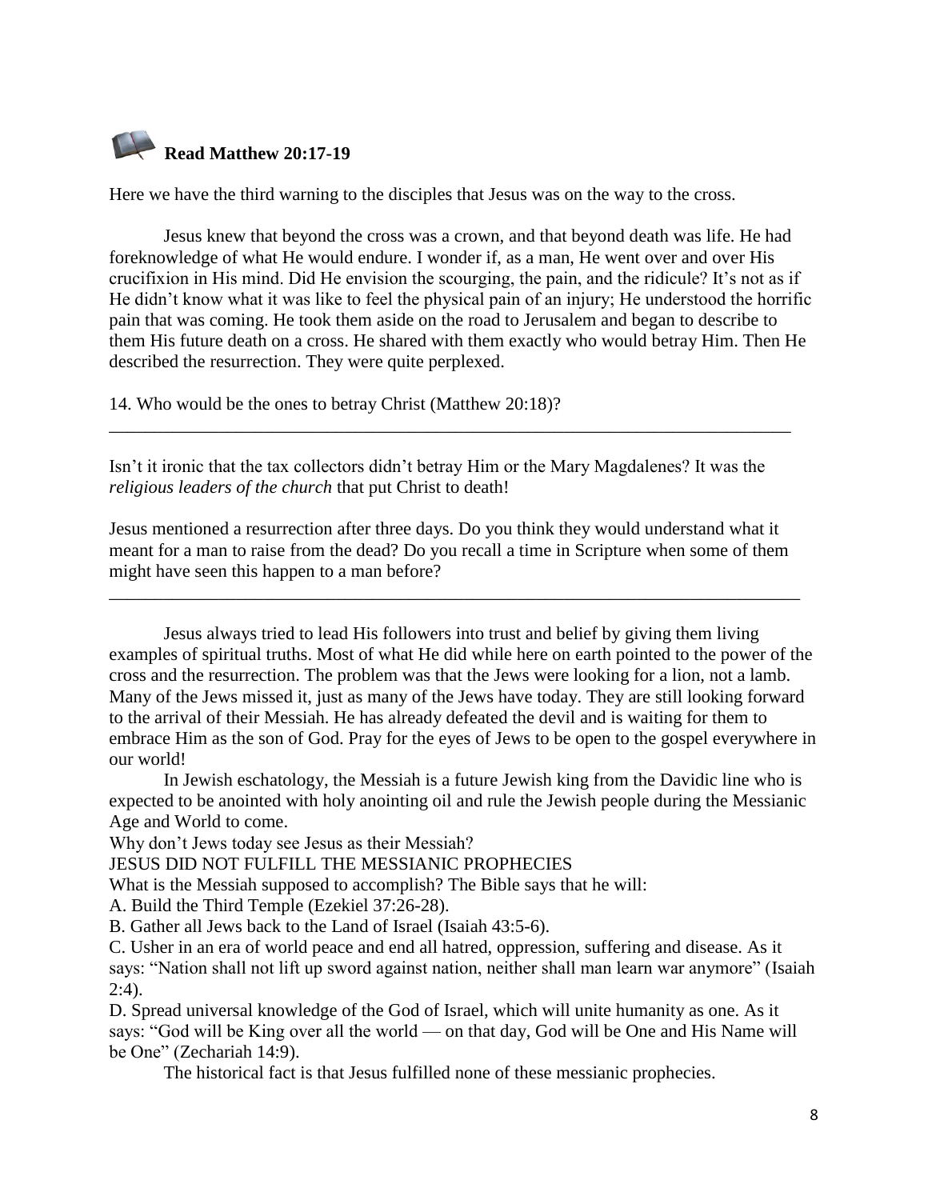**Read Matthew 20:17-19**

Here we have the third warning to the disciples that Jesus was on the way to the cross.

Jesus knew that beyond the cross was a crown, and that beyond death was life. He had foreknowledge of what He would endure. I wonder if, as a man, He went over and over His crucifixion in His mind. Did He envision the scourging, the pain, and the ridicule? It's not as if He didn't know what it was like to feel the physical pain of an injury; He understood the horrific pain that was coming. He took them aside on the road to Jerusalem and began to describe to them His future death on a cross. He shared with them exactly who would betray Him. Then He described the resurrection. They were quite perplexed.

14. Who would be the ones to betray Christ (Matthew 20:18)?

______________________________________________________________________________

Isn't it ironic that the tax collectors didn't betray Him or the Mary Magdalenes? It was the *religious leaders of the church* that put Christ to death!

Jesus mentioned a resurrection after three days. Do you think they would understand what it meant for a man to raise from the dead? Do you recall a time in Scripture when some of them might have seen this happen to a man before?

______________________________________________________________________________

Jesus always tried to lead His followers into trust and belief by giving them living examples of spiritual truths. Most of what He did while here on earth pointed to the power of the cross and the resurrection. The problem was that the Jews were looking for a lion, not a lamb. Many of the Jews missed it, just as many of the Jews have today. They are still looking forward to the arrival of their Messiah. He has already defeated the devil and is waiting for them to embrace Him as the son of God. Pray for the eyes of Jews to be open to the gospel everywhere in our world!

In Jewish eschatology, the Messiah is a future Jewish king from the Davidic line who is expected to be anointed with holy anointing oil and rule the Jewish people during the Messianic Age and World to come.

Why don't Jews today see Jesus as their Messiah?

JESUS DID NOT FULFILL THE MESSIANIC PROPHECIES

What is the Messiah supposed to accomplish? The Bible says that he will:

A. Build the Third Temple (Ezekiel 37:26-28).

B. Gather all Jews back to the Land of Israel (Isaiah 43:5-6).

C. Usher in an era of world peace and end all hatred, oppression, suffering and disease. As it says: "Nation shall not lift up sword against nation, neither shall man learn war anymore" (Isaiah 2:4).

D. Spread universal knowledge of the God of Israel, which will unite humanity as one. As it says: "God will be King over all the world — on that day, God will be One and His Name will be One" (Zechariah 14:9).

The historical fact is that Jesus fulfilled none of these messianic prophecies.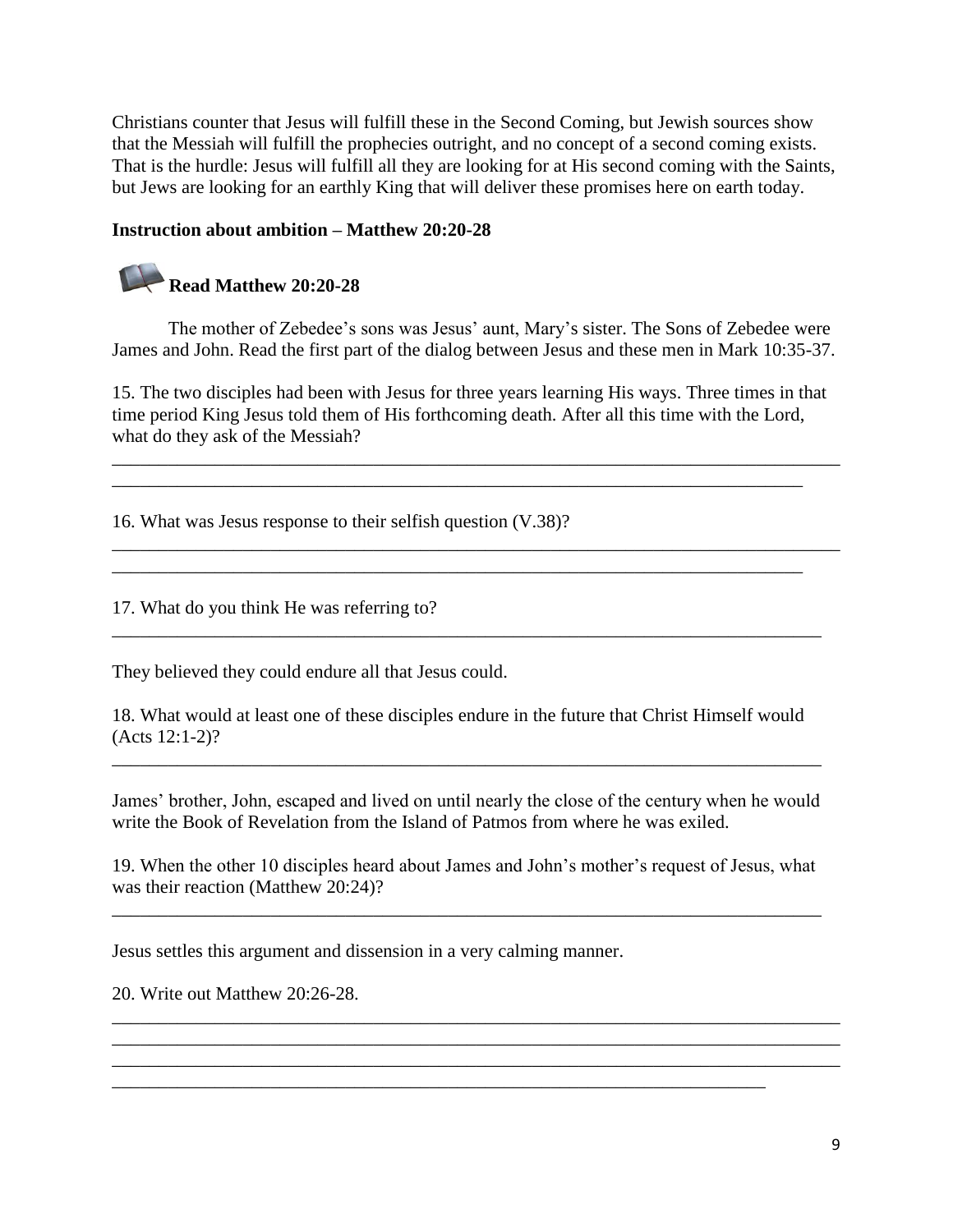Christians counter that Jesus will fulfill these in the Second Coming, but Jewish sources show that the Messiah will fulfill the prophecies outright, and no concept of a second coming exists. That is the hurdle: Jesus will fulfill all they are looking for at His second coming with the Saints, but Jews are looking for an earthly King that will deliver these promises here on earth today.

**Instruction about ambition – Matthew 20:20-28**

**Read Matthew 20:20-28**

The mother of Zebedee's sons was Jesus' aunt, Mary's sister. The Sons of Zebedee were James and John. Read the first part of the dialog between Jesus and these men in Mark 10:35-37.

15. The two disciples had been with Jesus for three years learning His ways. Three times in that time period King Jesus told them of His forthcoming death. After all this time with the Lord, what do they ask of the Messiah?

\_\_\_\_\_\_\_\_\_\_\_\_\_\_\_\_\_\_\_\_\_\_\_\_\_\_\_\_\_\_\_\_\_\_\_\_\_\_\_\_\_\_\_\_\_\_\_\_\_\_\_\_\_\_\_\_\_\_\_\_\_\_\_\_\_\_\_\_\_\_\_\_\_\_\_\_\_\_
\_\_\_\_\_\_\_\_\_\_\_\_\_\_\_\_\_\_\_\_\_\_\_\_\_\_\_\_\_\_\_\_\_\_\_\_\_\_\_\_\_\_\_\_\_\_\_\_\_\_\_\_\_\_\_\_\_\_\_\_\_\_\_\_\_\_\_\_\_\_\_\_\_

16. What was Jesus response to their selfish question (V.38)?

\_\_\_\_\_\_\_\_\_\_\_\_\_\_\_\_\_\_\_\_\_\_\_\_\_\_\_\_\_\_\_\_\_\_\_\_\_\_\_\_\_\_\_\_\_\_\_\_\_\_\_\_\_\_\_\_\_\_\_\_\_\_\_\_\_\_\_\_\_\_\_\_\_\_\_\_\_\_
\_\_\_\_\_\_\_\_\_\_\_\_\_\_\_\_\_\_\_\_\_\_\_\_\_\_\_\_\_\_\_\_\_\_\_\_\_\_\_\_\_\_\_\_\_\_\_\_\_\_\_\_\_\_\_\_\_\_\_\_\_\_\_\_\_\_\_\_\_\_\_\_\_

17. What do you think He was referring to?

\_\_\_\_\_\_\_\_\_\_\_\_\_\_\_\_\_\_\_\_\_\_\_\_\_\_\_\_\_\_\_\_\_\_\_\_\_\_\_\_\_\_\_\_\_\_\_\_\_\_\_\_\_\_\_\_\_\_\_\_\_\_\_\_\_\_\_\_\_\_\_\_\_\_\_

They believed they could endure all that Jesus could.

18. What would at least one of these disciples endure in the future that Christ Himself would (Acts 12:1-2)?

\_\_\_\_\_\_\_\_\_\_\_\_\_\_\_\_\_\_\_\_\_\_\_\_\_\_\_\_\_\_\_\_\_\_\_\_\_\_\_\_\_\_\_\_\_\_\_\_\_\_\_\_\_\_\_\_\_\_\_\_\_\_\_\_\_\_\_\_\_\_\_\_\_\_\_

James' brother, John, escaped and lived on until nearly the close of the century when he would write the Book of Revelation from the Island of Patmos from where he was exiled.

19. When the other 10 disciples heard about James and John's mother's request of Jesus, what was their reaction (Matthew 20:24)?

\_\_\_\_\_\_\_\_\_\_\_\_\_\_\_\_\_\_\_\_\_\_\_\_\_\_\_\_\_\_\_\_\_\_\_\_\_\_\_\_\_\_\_\_\_\_\_\_\_\_\_\_\_\_\_\_\_\_\_\_\_\_\_\_\_\_\_\_\_\_\_\_\_\_\_

Jesus settles this argument and dissension in a very calming manner.

20. Write out Matthew 20:26-28.

\_\_\_\_\_\_\_\_\_\_\_\_\_\_\_\_\_\_\_\_\_\_\_\_\_\_\_\_\_\_\_\_\_\_\_\_\_\_\_\_\_\_\_\_\_\_\_\_\_\_\_\_\_\_\_\_\_\_\_\_\_\_\_\_\_\_\_\_\_\_\_\_\_\_\_\_\_\_
\_\_\_\_\_\_\_\_\_\_\_\_\_\_\_\_\_\_\_\_\_\_\_\_\_\_\_\_\_\_\_\_\_\_\_\_\_\_\_\_\_\_\_\_\_\_\_\_\_\_\_\_\_\_\_\_\_\_\_\_\_\_\_\_\_\_\_\_\_\_\_\_\_\_\_\_\_\_
\_\_\_\_\_\_\_\_\_\_\_\_\_\_\_\_\_\_\_\_\_\_\_\_\_\_\_\_\_\_\_\_\_\_\_\_\_\_\_\_\_\_\_\_\_\_\_\_\_\_\_\_\_\_\_\_\_\_\_\_\_\_\_\_\_\_\_\_\_\_\_\_\_\_\_\_\_\_
\_\_\_\_\_\_\_\_\_\_\_\_\_\_\_\_\_\_\_\_\_\_\_\_\_\_\_\_\_\_\_\_\_\_\_\_\_\_\_\_\_\_\_\_\_\_\_\_\_\_\_\_\_\_\_\_\_\_\_\_\_\_\_\_\_\_\_\_\_\_\_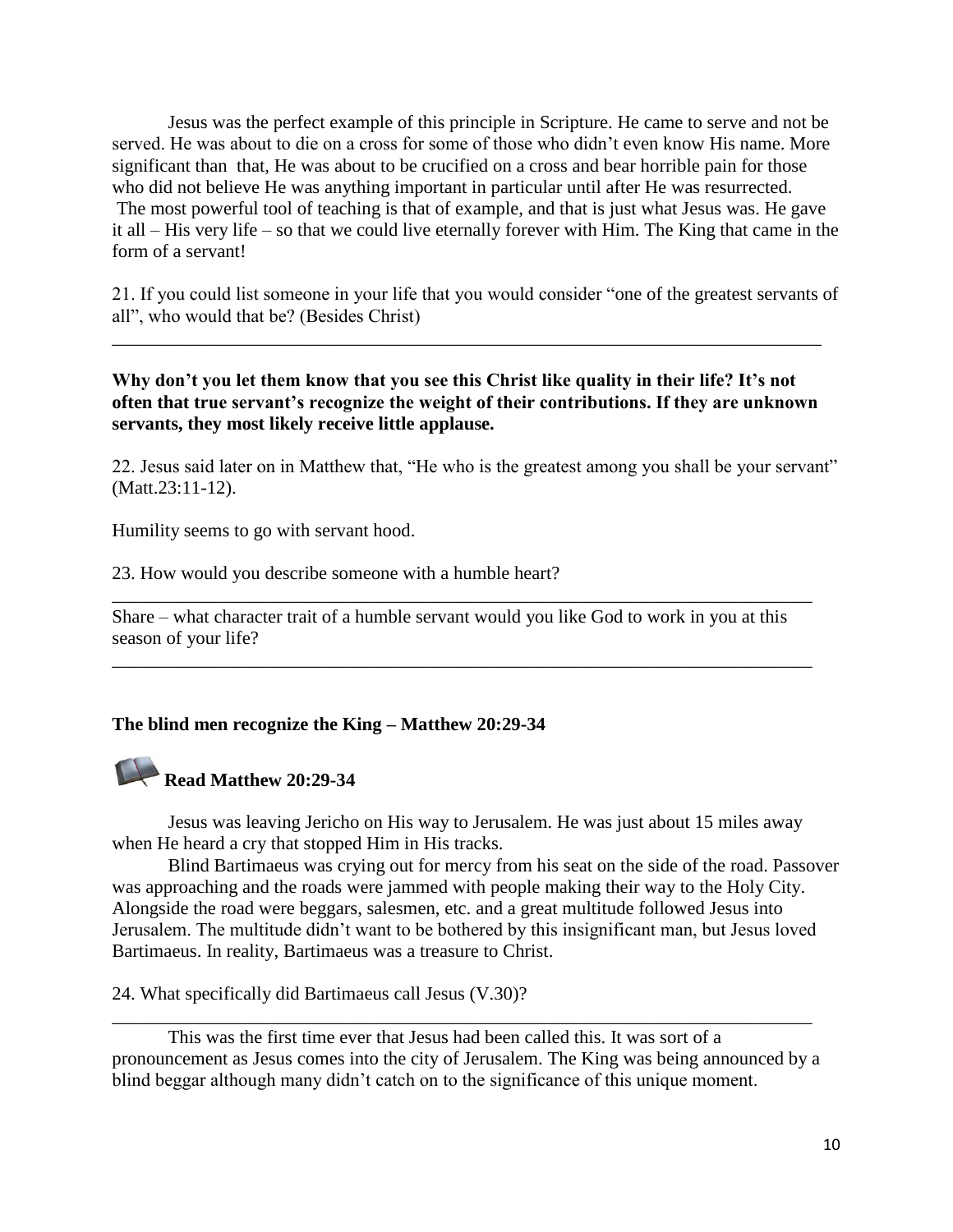Jesus was the perfect example of this principle in Scripture. He came to serve and not be served. He was about to die on a cross for some of those who didn't even know His name. More significant than that, He was about to be crucified on a cross and bear horrible pain for those who did not believe He was anything important in particular until after He was resurrected. The most powerful tool of teaching is that of example, and that is just what Jesus was. He gave it all – His very life – so that we could live eternally forever with Him. The King that came in the form of a servant!

21. If you could list someone in your life that you would consider "one of the greatest servants of all", who would that be? (Besides Christ)

______________________________________________________________________________

**Why don't you let them know that you see this Christ like quality in their life? It's not often that true servant's recognize the weight of their contributions. If they are unknown servants, they most likely receive little applause.**

22. Jesus said later on in Matthew that, "He who is the greatest among you shall be your servant" (Matt.23:11-12).

Humility seems to go with servant hood.

23. How would you describe someone with a humble heart?

______________________________________________________________________________

Share – what character trait of a humble servant would you like God to work in you at this season of your life?

______________________________________________________________________________

**The blind men recognize the King – Matthew 20:29-34**

**Read Matthew 20:29-34**

Jesus was leaving Jericho on His way to Jerusalem. He was just about 15 miles away when He heard a cry that stopped Him in His tracks.

Blind Bartimaeus was crying out for mercy from his seat on the side of the road. Passover was approaching and the roads were jammed with people making their way to the Holy City. Alongside the road were beggars, salesmen, etc. and a great multitude followed Jesus into Jerusalem. The multitude didn't want to be bothered by this insignificant man, but Jesus loved Bartimaeus. In reality, Bartimaeus was a treasure to Christ.

24. What specifically did Bartimaeus call Jesus (V.30)?

______________________________________________________________________________

This was the first time ever that Jesus had been called this. It was sort of a pronouncement as Jesus comes into the city of Jerusalem. The King was being announced by a blind beggar although many didn't catch on to the significance of this unique moment.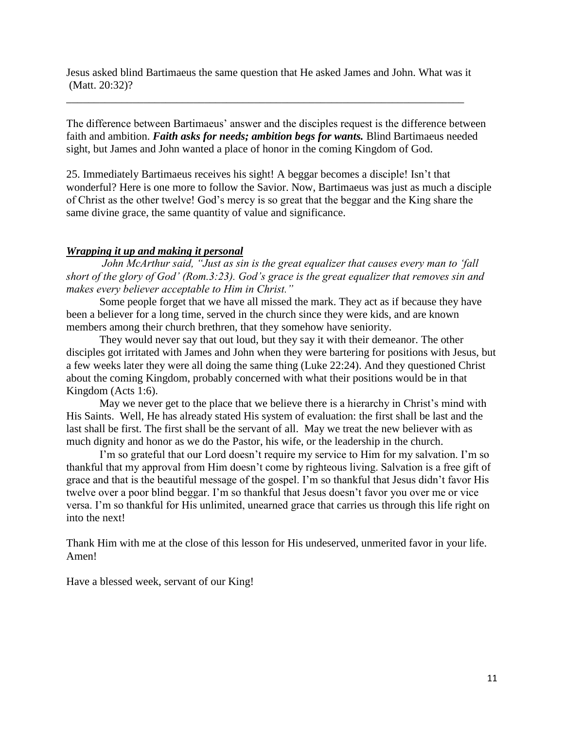Jesus asked blind Bartimaeus the same question that He asked James and John. What was it (Matt. 20:32)?

\_\_\_\_\_\_\_\_\_\_\_\_\_\_\_\_\_\_\_\_\_\_\_\_\_\_\_\_\_\_\_\_\_\_\_\_\_\_\_\_\_\_\_\_\_\_\_\_\_\_\_\_\_\_\_\_\_\_\_\_\_\_\_\_\_\_\_\_\_\_\_\_\_\_

The difference between Bartimaeus' answer and the disciples request is the difference between faith and ambition. ***Faith asks for needs; ambition begs for wants.*** Blind Bartimaeus needed sight, but James and John wanted a place of honor in the coming Kingdom of God.

25. Immediately Bartimaeus receives his sight! A beggar becomes a disciple! Isn't that wonderful? Here is one more to follow the Savior. Now, Bartimaeus was just as much a disciple of Christ as the other twelve! God's mercy is so great that the beggar and the King share the same divine grace, the same quantity of value and significance.

***<u>Wrapping it up and making it personal</u>***

*John McArthur said, "Just as sin is the great equalizer that causes every man to 'fall short of the glory of God' (Rom.3:23). God's grace is the great equalizer that removes sin and makes every believer acceptable to Him in Christ."*

Some people forget that we have all missed the mark. They act as if because they have been a believer for a long time, served in the church since they were kids, and are known members among their church brethren, that they somehow have seniority.

They would never say that out loud, but they say it with their demeanor. The other disciples got irritated with James and John when they were bartering for positions with Jesus, but a few weeks later they were all doing the same thing (Luke 22:24). And they questioned Christ about the coming Kingdom, probably concerned with what their positions would be in that Kingdom (Acts 1:6).

May we never get to the place that we believe there is a hierarchy in Christ's mind with His Saints. Well, He has already stated His system of evaluation: the first shall be last and the last shall be first. The first shall be the servant of all. May we treat the new believer with as much dignity and honor as we do the Pastor, his wife, or the leadership in the church.

I'm so grateful that our Lord doesn't require my service to Him for my salvation. I'm so thankful that my approval from Him doesn't come by righteous living. Salvation is a free gift of grace and that is the beautiful message of the gospel. I'm so thankful that Jesus didn't favor His twelve over a poor blind beggar. I'm so thankful that Jesus doesn't favor you over me or vice versa. I'm so thankful for His unlimited, unearned grace that carries us through this life right on into the next!

Thank Him with me at the close of this lesson for His undeserved, unmerited favor in your life. Amen!

Have a blessed week, servant of our King!